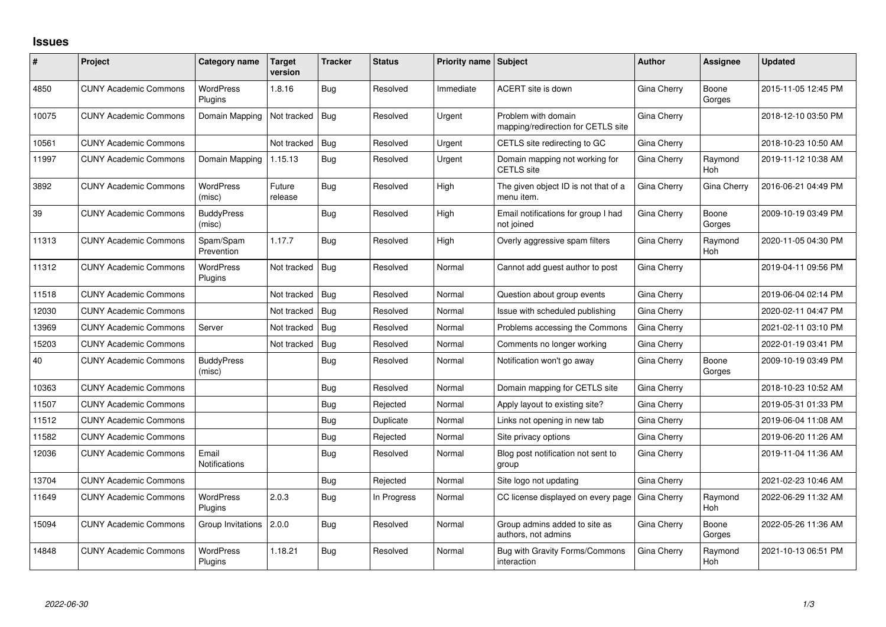# Issues

| # | Project | Category name | Target version | Tracker | Status | Priority name | Subject | Author | Assignee | Updated |
|---|---|---|---|---|---|---|---|---|---|---|
| 4850 | CUNY Academic Commons | WordPress Plugins | 1.8.16 | Bug | Resolved | Immediate | ACERT site is down | Gina Cherry | Boone Gorges | 2015-11-05 12:45 PM |
| 10075 | CUNY Academic Commons | Domain Mapping | Not tracked | Bug | Resolved | Urgent | Problem with domain mapping/redirection for CETLS site | Gina Cherry | | 2018-12-10 03:50 PM |
| 10561 | CUNY Academic Commons | | Not tracked | Bug | Resolved | Urgent | CETLS site redirecting to GC | Gina Cherry | | 2018-10-23 10:50 AM |
| 11997 | CUNY Academic Commons | Domain Mapping | 1.15.13 | Bug | Resolved | Urgent | Domain mapping not working for CETLS site | Gina Cherry | Raymond Hoh | 2019-11-12 10:38 AM |
| 3892 | CUNY Academic Commons | WordPress (misc) | Future release | Bug | Resolved | High | The given object ID is not that of a menu item. | Gina Cherry | Gina Cherry | 2016-06-21 04:49 PM |
| 39 | CUNY Academic Commons | BuddyPress (misc) | | Bug | Resolved | High | Email notifications for group I had not joined | Gina Cherry | Boone Gorges | 2009-10-19 03:49 PM |
| 11313 | CUNY Academic Commons | Spam/Spam Prevention | 1.17.7 | Bug | Resolved | High | Overly aggressive spam filters | Gina Cherry | Raymond Hoh | 2020-11-05 04:30 PM |
| 11312 | CUNY Academic Commons | WordPress Plugins | Not tracked | Bug | Resolved | Normal | Cannot add guest author to post | Gina Cherry | | 2019-04-11 09:56 PM |
| 11518 | CUNY Academic Commons | | Not tracked | Bug | Resolved | Normal | Question about group events | Gina Cherry | | 2019-06-04 02:14 PM |
| 12030 | CUNY Academic Commons | | Not tracked | Bug | Resolved | Normal | Issue with scheduled publishing | Gina Cherry | | 2020-02-11 04:47 PM |
| 13969 | CUNY Academic Commons | Server | Not tracked | Bug | Resolved | Normal | Problems accessing the Commons | Gina Cherry | | 2021-02-11 03:10 PM |
| 15203 | CUNY Academic Commons | | Not tracked | Bug | Resolved | Normal | Comments no longer working | Gina Cherry | | 2022-01-19 03:41 PM |
| 40 | CUNY Academic Commons | BuddyPress (misc) | | Bug | Resolved | Normal | Notification won't go away | Gina Cherry | Boone Gorges | 2009-10-19 03:49 PM |
| 10363 | CUNY Academic Commons | | | Bug | Resolved | Normal | Domain mapping for CETLS site | Gina Cherry | | 2018-10-23 10:52 AM |
| 11507 | CUNY Academic Commons | | | Bug | Rejected | Normal | Apply layout to existing site? | Gina Cherry | | 2019-05-31 01:33 PM |
| 11512 | CUNY Academic Commons | | | Bug | Duplicate | Normal | Links not opening in new tab | Gina Cherry | | 2019-06-04 11:08 AM |
| 11582 | CUNY Academic Commons | | | Bug | Rejected | Normal | Site privacy options | Gina Cherry | | 2019-06-20 11:26 AM |
| 12036 | CUNY Academic Commons | Email Notifications | | Bug | Resolved | Normal | Blog post notification not sent to group | Gina Cherry | | 2019-11-04 11:36 AM |
| 13704 | CUNY Academic Commons | | | Bug | Rejected | Normal | Site logo not updating | Gina Cherry | | 2021-02-23 10:46 AM |
| 11649 | CUNY Academic Commons | WordPress Plugins | 2.0.3 | Bug | In Progress | Normal | CC license displayed on every page | Gina Cherry | Raymond Hoh | 2022-06-29 11:32 AM |
| 15094 | CUNY Academic Commons | Group Invitations | 2.0.0 | Bug | Resolved | Normal | Group admins added to site as authors, not admins | Gina Cherry | Boone Gorges | 2022-05-26 11:36 AM |
| 14848 | CUNY Academic Commons | WordPress Plugins | 1.18.21 | Bug | Resolved | Normal | Bug with Gravity Forms/Commons interaction | Gina Cherry | Raymond Hoh | 2021-10-13 06:51 PM |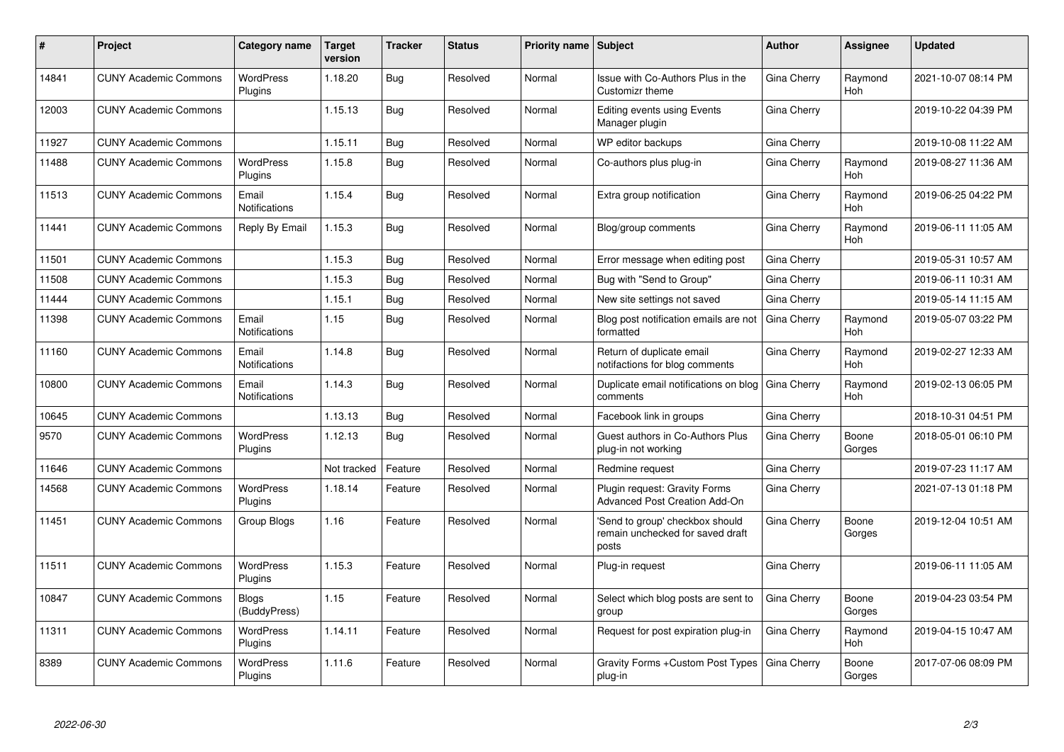| # | Project | Category name | Target version | Tracker | Status | Priority name | Subject | Author | Assignee | Updated |
|---|---|---|---|---|---|---|---|---|---|---|
| 14841 | CUNY Academic Commons | WordPress Plugins | 1.18.20 | Bug | Resolved | Normal | Issue with Co-Authors Plus in the Customizr theme | Gina Cherry | Raymond Hoh | 2021-10-07 08:14 PM |
| 12003 | CUNY Academic Commons | | 1.15.13 | Bug | Resolved | Normal | Editing events using Events Manager plugin | Gina Cherry | | 2019-10-22 04:39 PM |
| 11927 | CUNY Academic Commons | | 1.15.11 | Bug | Resolved | Normal | WP editor backups | Gina Cherry | | 2019-10-08 11:22 AM |
| 11488 | CUNY Academic Commons | WordPress Plugins | 1.15.8 | Bug | Resolved | Normal | Co-authors plus plug-in | Gina Cherry | Raymond Hoh | 2019-08-27 11:36 AM |
| 11513 | CUNY Academic Commons | Email Notifications | 1.15.4 | Bug | Resolved | Normal | Extra group notification | Gina Cherry | Raymond Hoh | 2019-06-25 04:22 PM |
| 11441 | CUNY Academic Commons | Reply By Email | 1.15.3 | Bug | Resolved | Normal | Blog/group comments | Gina Cherry | Raymond Hoh | 2019-06-11 11:05 AM |
| 11501 | CUNY Academic Commons | | 1.15.3 | Bug | Resolved | Normal | Error message when editing post | Gina Cherry | | 2019-05-31 10:57 AM |
| 11508 | CUNY Academic Commons | | 1.15.3 | Bug | Resolved | Normal | Bug with "Send to Group" | Gina Cherry | | 2019-06-11 10:31 AM |
| 11444 | CUNY Academic Commons | | 1.15.1 | Bug | Resolved | Normal | New site settings not saved | Gina Cherry | | 2019-05-14 11:15 AM |
| 11398 | CUNY Academic Commons | Email Notifications | 1.15 | Bug | Resolved | Normal | Blog post notification emails are not formatted | Gina Cherry | Raymond Hoh | 2019-05-07 03:22 PM |
| 11160 | CUNY Academic Commons | Email Notifications | 1.14.8 | Bug | Resolved | Normal | Return of duplicate email notifactions for blog comments | Gina Cherry | Raymond Hoh | 2019-02-27 12:33 AM |
| 10800 | CUNY Academic Commons | Email Notifications | 1.14.3 | Bug | Resolved | Normal | Duplicate email notifications on blog comments | Gina Cherry | Raymond Hoh | 2019-02-13 06:05 PM |
| 10645 | CUNY Academic Commons | | 1.13.13 | Bug | Resolved | Normal | Facebook link in groups | Gina Cherry | | 2018-10-31 04:51 PM |
| 9570 | CUNY Academic Commons | WordPress Plugins | 1.12.13 | Bug | Resolved | Normal | Guest authors in Co-Authors Plus plug-in not working | Gina Cherry | Boone Gorges | 2018-05-01 06:10 PM |
| 11646 | CUNY Academic Commons | | Not tracked | Feature | Resolved | Normal | Redmine request | Gina Cherry | | 2019-07-23 11:17 AM |
| 14568 | CUNY Academic Commons | WordPress Plugins | 1.18.14 | Feature | Resolved | Normal | Plugin request: Gravity Forms Advanced Post Creation Add-On | Gina Cherry | | 2021-07-13 01:18 PM |
| 11451 | CUNY Academic Commons | Group Blogs | 1.16 | Feature | Resolved | Normal | 'Send to group' checkbox should remain unchecked for saved draft posts | Gina Cherry | Boone Gorges | 2019-12-04 10:51 AM |
| 11511 | CUNY Academic Commons | WordPress Plugins | 1.15.3 | Feature | Resolved | Normal | Plug-in request | Gina Cherry | | 2019-06-11 11:05 AM |
| 10847 | CUNY Academic Commons | Blogs (BuddyPress) | 1.15 | Feature | Resolved | Normal | Select which blog posts are sent to group | Gina Cherry | Boone Gorges | 2019-04-23 03:54 PM |
| 11311 | CUNY Academic Commons | WordPress Plugins | 1.14.11 | Feature | Resolved | Normal | Request for post expiration plug-in | Gina Cherry | Raymond Hoh | 2019-04-15 10:47 AM |
| 8389 | CUNY Academic Commons | WordPress Plugins | 1.11.6 | Feature | Resolved | Normal | Gravity Forms +Custom Post Types plug-in | Gina Cherry | Boone Gorges | 2017-07-06 08:09 PM |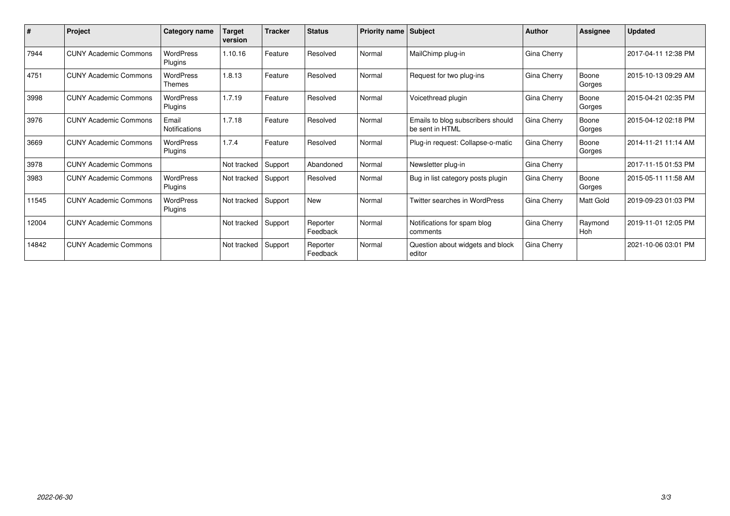| # | Project | Category name | Target version | Tracker | Status | Priority name | Subject | Author | Assignee | Updated |
|---|---|---|---|---|---|---|---|---|---|---|
| 7944 | CUNY Academic Commons | WordPress Plugins | 1.10.16 | Feature | Resolved | Normal | MailChimp plug-in | Gina Cherry | | 2017-04-11 12:38 PM |
| 4751 | CUNY Academic Commons | WordPress Themes | 1.8.13 | Feature | Resolved | Normal | Request for two plug-ins | Gina Cherry | Boone Gorges | 2015-10-13 09:29 AM |
| 3998 | CUNY Academic Commons | WordPress Plugins | 1.7.19 | Feature | Resolved | Normal | Voicethread plugin | Gina Cherry | Boone Gorges | 2015-04-21 02:35 PM |
| 3976 | CUNY Academic Commons | Email Notifications | 1.7.18 | Feature | Resolved | Normal | Emails to blog subscribers should be sent in HTML | Gina Cherry | Boone Gorges | 2015-04-12 02:18 PM |
| 3669 | CUNY Academic Commons | WordPress Plugins | 1.7.4 | Feature | Resolved | Normal | Plug-in request: Collapse-o-matic | Gina Cherry | Boone Gorges | 2014-11-21 11:14 AM |
| 3978 | CUNY Academic Commons | | Not tracked | Support | Abandoned | Normal | Newsletter plug-in | Gina Cherry | | 2017-11-15 01:53 PM |
| 3983 | CUNY Academic Commons | WordPress Plugins | Not tracked | Support | Resolved | Normal | Bug in list category posts plugin | Gina Cherry | Boone Gorges | 2015-05-11 11:58 AM |
| 11545 | CUNY Academic Commons | WordPress Plugins | Not tracked | Support | New | Normal | Twitter searches in WordPress | Gina Cherry | Matt Gold | 2019-09-23 01:03 PM |
| 12004 | CUNY Academic Commons | | Not tracked | Support | Reporter Feedback | Normal | Notifications for spam blog comments | Gina Cherry | Raymond Hoh | 2019-11-01 12:05 PM |
| 14842 | CUNY Academic Commons | | Not tracked | Support | Reporter Feedback | Normal | Question about widgets and block editor | Gina Cherry | | 2021-10-06 03:01 PM |